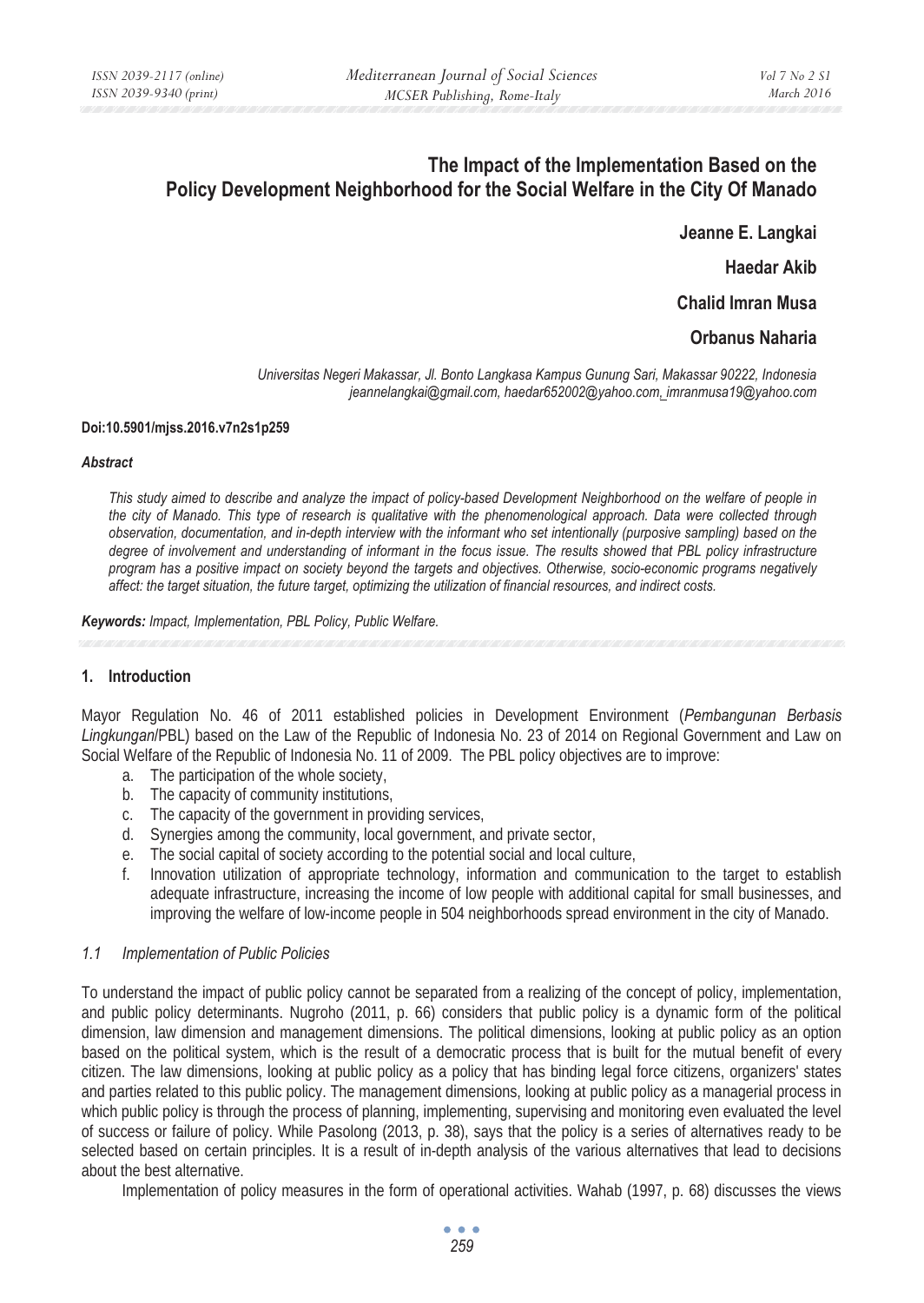# The Impact of the Implementation Based on the Policy Development Neighborhood for the Social Welfare in the City Of Manado

**Jeanne E. Langkai**

**Haedar Akib**

**Chalid Imran Musa**

**Orbanus Naharia**

*Universitas Negeri Makassar, Jl. Bonto Langkasa Kampus Gunung Sari, Makassar 90222, Indonesia*
*jeannelangkai@gmail.com, haedar652002@yahoo.com, imranmusa19@yahoo.com*

**Doi:10.5901/mjss.2016.v7n2s1p259**

***Abstract***

*This study aimed to describe and analyze the impact of policy-based Development Neighborhood on the welfare of people in the city of Manado. This type of research is qualitative with the phenomenological approach. Data were collected through observation, documentation, and in-depth interview with the informant who set intentionally (purposive sampling) based on the degree of involvement and understanding of informant in the focus issue. The results showed that PBL policy infrastructure program has a positive impact on society beyond the targets and objectives. Otherwise, socio-economic programs negatively affect: the target situation, the future target, optimizing the utilization of financial resources, and indirect costs.*

***Keywords:** Impact, Implementation, PBL Policy, Public Welfare.*

## 1. Introduction

Mayor Regulation No. 46 of 2011 established policies in Development Environment (*Pembangunan Berbasis Lingkungan*/PBL) based on the Law of the Republic of Indonesia No. 23 of 2014 on Regional Government and Law on Social Welfare of the Republic of Indonesia No. 11 of 2009. The PBL policy objectives are to improve:

a. The participation of the whole society,
b. The capacity of community institutions,
c. The capacity of the government in providing services,
d. Synergies among the community, local government, and private sector,
e. The social capital of society according to the potential social and local culture,
f. Innovation utilization of appropriate technology, information and communication to the target to establish adequate infrastructure, increasing the income of low people with additional capital for small businesses, and improving the welfare of low-income people in 504 neighborhoods spread environment in the city of Manado.

### *1.1 Implementation of Public Policies*

To understand the impact of public policy cannot be separated from a realizing of the concept of policy, implementation, and public policy determinants. Nugroho (2011, p. 66) considers that public policy is a dynamic form of the political dimension, law dimension and management dimensions. The political dimensions, looking at public policy as an option based on the political system, which is the result of a democratic process that is built for the mutual benefit of every citizen. The law dimensions, looking at public policy as a policy that has binding legal force citizens, organizers' states and parties related to this public policy. The management dimensions, looking at public policy as a managerial process in which public policy is through the process of planning, implementing, supervising and monitoring even evaluated the level of success or failure of policy. While Pasolong (2013, p. 38), says that the policy is a series of alternatives ready to be selected based on certain principles. It is a result of in-depth analysis of the various alternatives that lead to decisions about the best alternative.

Implementation of policy measures in the form of operational activities. Wahab (1997, p. 68) discusses the views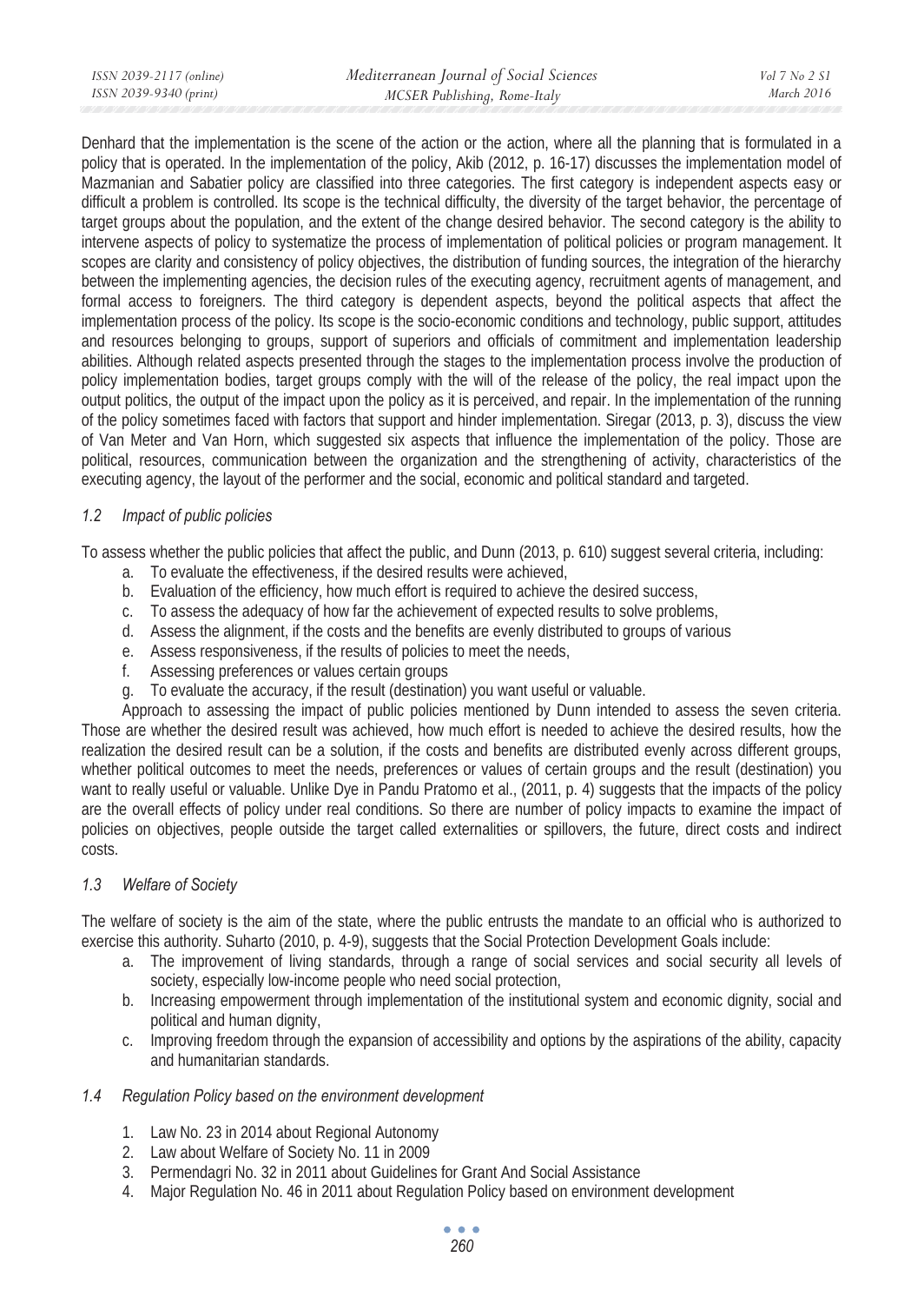Denhard that the implementation is the scene of the action or the action, where all the planning that is formulated in a policy that is operated. In the implementation of the policy, Akib (2012, p. 16-17) discusses the implementation model of Mazmanian and Sabatier policy are classified into three categories. The first category is independent aspects easy or difficult a problem is controlled. Its scope is the technical difficulty, the diversity of the target behavior, the percentage of target groups about the population, and the extent of the change desired behavior. The second category is the ability to intervene aspects of policy to systematize the process of implementation of political policies or program management. It scopes are clarity and consistency of policy objectives, the distribution of funding sources, the integration of the hierarchy between the implementing agencies, the decision rules of the executing agency, recruitment agents of management, and formal access to foreigners. The third category is dependent aspects, beyond the political aspects that affect the implementation process of the policy. Its scope is the socio-economic conditions and technology, public support, attitudes and resources belonging to groups, support of superiors and officials of commitment and implementation leadership abilities. Although related aspects presented through the stages to the implementation process involve the production of policy implementation bodies, target groups comply with the will of the release of the policy, the real impact upon the output politics, the output of the impact upon the policy as it is perceived, and repair. In the implementation of the running of the policy sometimes faced with factors that support and hinder implementation. Siregar (2013, p. 3), discuss the view of Van Meter and Van Horn, which suggested six aspects that influence the implementation of the policy. Those are political, resources, communication between the organization and the strengthening of activity, characteristics of the executing agency, the layout of the performer and the social, economic and political standard and targeted.

### *1.2 Impact of public policies*

To assess whether the public policies that affect the public, and Dunn (2013, p. 610) suggest several criteria, including:

a. To evaluate the effectiveness, if the desired results were achieved,
b. Evaluation of the efficiency, how much effort is required to achieve the desired success,
c. To assess the adequacy of how far the achievement of expected results to solve problems,
d. Assess the alignment, if the costs and the benefits are evenly distributed to groups of various
e. Assess responsiveness, if the results of policies to meet the needs,
f. Assessing preferences or values certain groups
g. To evaluate the accuracy, if the result (destination) you want useful or valuable.

Approach to assessing the impact of public policies mentioned by Dunn intended to assess the seven criteria. Those are whether the desired result was achieved, how much effort is needed to achieve the desired results, how the realization the desired result can be a solution, if the costs and benefits are distributed evenly across different groups, whether political outcomes to meet the needs, preferences or values of certain groups and the result (destination) you want to really useful or valuable. Unlike Dye in Pandu Pratomo et al., (2011, p. 4) suggests that the impacts of the policy are the overall effects of policy under real conditions. So there are number of policy impacts to examine the impact of policies on objectives, people outside the target called externalities or spillovers, the future, direct costs and indirect costs.

### *1.3 Welfare of Society*

The welfare of society is the aim of the state, where the public entrusts the mandate to an official who is authorized to exercise this authority. Suharto (2010, p. 4-9), suggests that the Social Protection Development Goals include:

a. The improvement of living standards, through a range of social services and social security all levels of society, especially low-income people who need social protection,
b. Increasing empowerment through implementation of the institutional system and economic dignity, social and political and human dignity,
c. Improving freedom through the expansion of accessibility and options by the aspirations of the ability, capacity and humanitarian standards.

### *1.4 Regulation Policy based on the environment development*

1. Law No. 23 in 2014 about Regional Autonomy
2. Law about Welfare of Society No. 11 in 2009
3. Permendagri No. 32 in 2011 about Guidelines for Grant And Social Assistance
4. Major Regulation No. 46 in 2011 about Regulation Policy based on environment development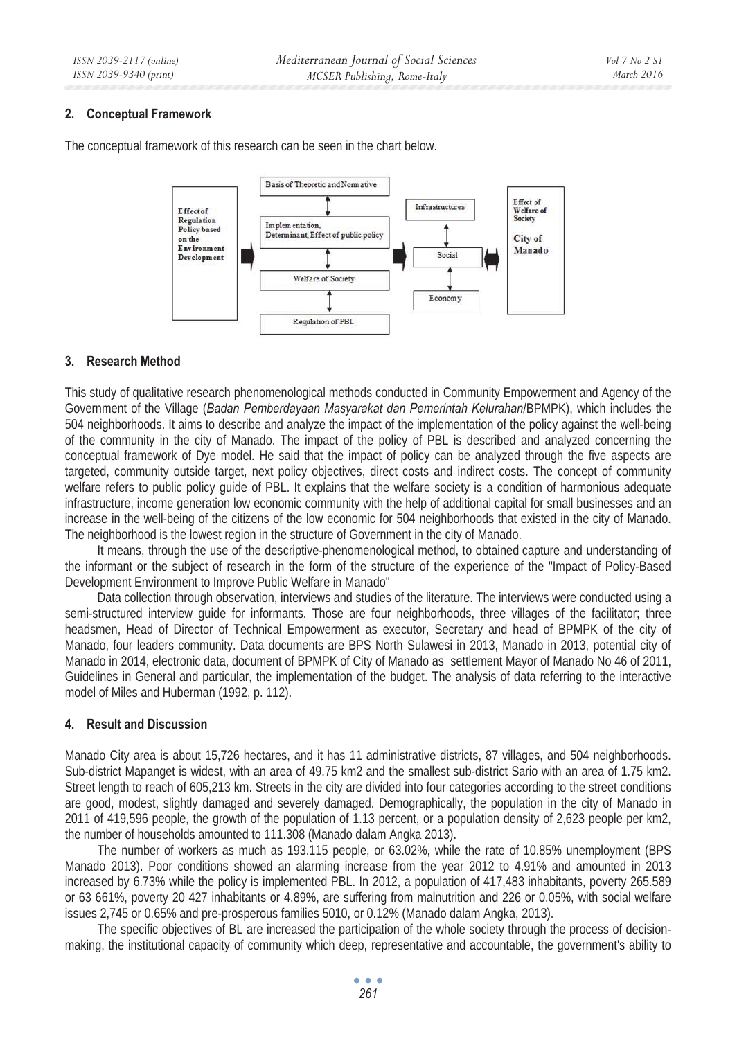## 2. Conceptual Framework

The conceptual framework of this research can be seen in the chart below.

## 3. Research Method

This study of qualitative research phenomenological methods conducted in Community Empowerment and Agency of the Government of the Village (*Badan Pemberdayaan Masyarakat dan Pemerintah Kelurahan*/BPMPK), which includes the 504 neighborhoods. It aims to describe and analyze the impact of the implementation of the policy against the well-being of the community in the city of Manado. The impact of the policy of PBL is described and analyzed concerning the conceptual framework of Dye model. He said that the impact of policy can be analyzed through the five aspects are targeted, community outside target, next policy objectives, direct costs and indirect costs. The concept of community welfare refers to public policy guide of PBL. It explains that the welfare society is a condition of harmonious adequate infrastructure, income generation low economic community with the help of additional capital for small businesses and an increase in the well-being of the citizens of the low economic for 504 neighborhoods that existed in the city of Manado. The neighborhood is the lowest region in the structure of Government in the city of Manado.

It means, through the use of the descriptive-phenomenological method, to obtained capture and understanding of the informant or the subject of research in the form of the structure of the experience of the "Impact of Policy-Based Development Environment to Improve Public Welfare in Manado"

Data collection through observation, interviews and studies of the literature. The interviews were conducted using a semi-structured interview guide for informants. Those are four neighborhoods, three villages of the facilitator; three headsmen, Head of Director of Technical Empowerment as executor, Secretary and head of BPMPK of the city of Manado, four leaders community. Data documents are BPS North Sulawesi in 2013, Manado in 2013, potential city of Manado in 2014, electronic data, document of BPMPK of City of Manado as settlement Mayor of Manado No 46 of 2011, Guidelines in General and particular, the implementation of the budget. The analysis of data referring to the interactive model of Miles and Huberman (1992, p. 112).

## 4. Result and Discussion

Manado City area is about 15,726 hectares, and it has 11 administrative districts, 87 villages, and 504 neighborhoods. Sub-district Mapanget is widest, with an area of 49.75 km2 and the smallest sub-district Sario with an area of 1.75 km2. Street length to reach of 605,213 km. Streets in the city are divided into four categories according to the street conditions are good, modest, slightly damaged and severely damaged. Demographically, the population in the city of Manado in 2011 of 419,596 people, the growth of the population of 1.13 percent, or a population density of 2,623 people per km2, the number of households amounted to 111.308 (Manado dalam Angka 2013).

The number of workers as much as 193.115 people, or 63.02%, while the rate of 10.85% unemployment (BPS Manado 2013). Poor conditions showed an alarming increase from the year 2012 to 4.91% and amounted in 2013 increased by 6.73% while the policy is implemented PBL. In 2012, a population of 417,483 inhabitants, poverty 265.589 or 63 661%, poverty 20 427 inhabitants or 4.89%, are suffering from malnutrition and 226 or 0.05%, with social welfare issues 2,745 or 0.65% and pre-prosperous families 5010, or 0.12% (Manado dalam Angka, 2013).

The specific objectives of BL are increased the participation of the whole society through the process of decision-making, the institutional capacity of community which deep, representative and accountable, the government's ability to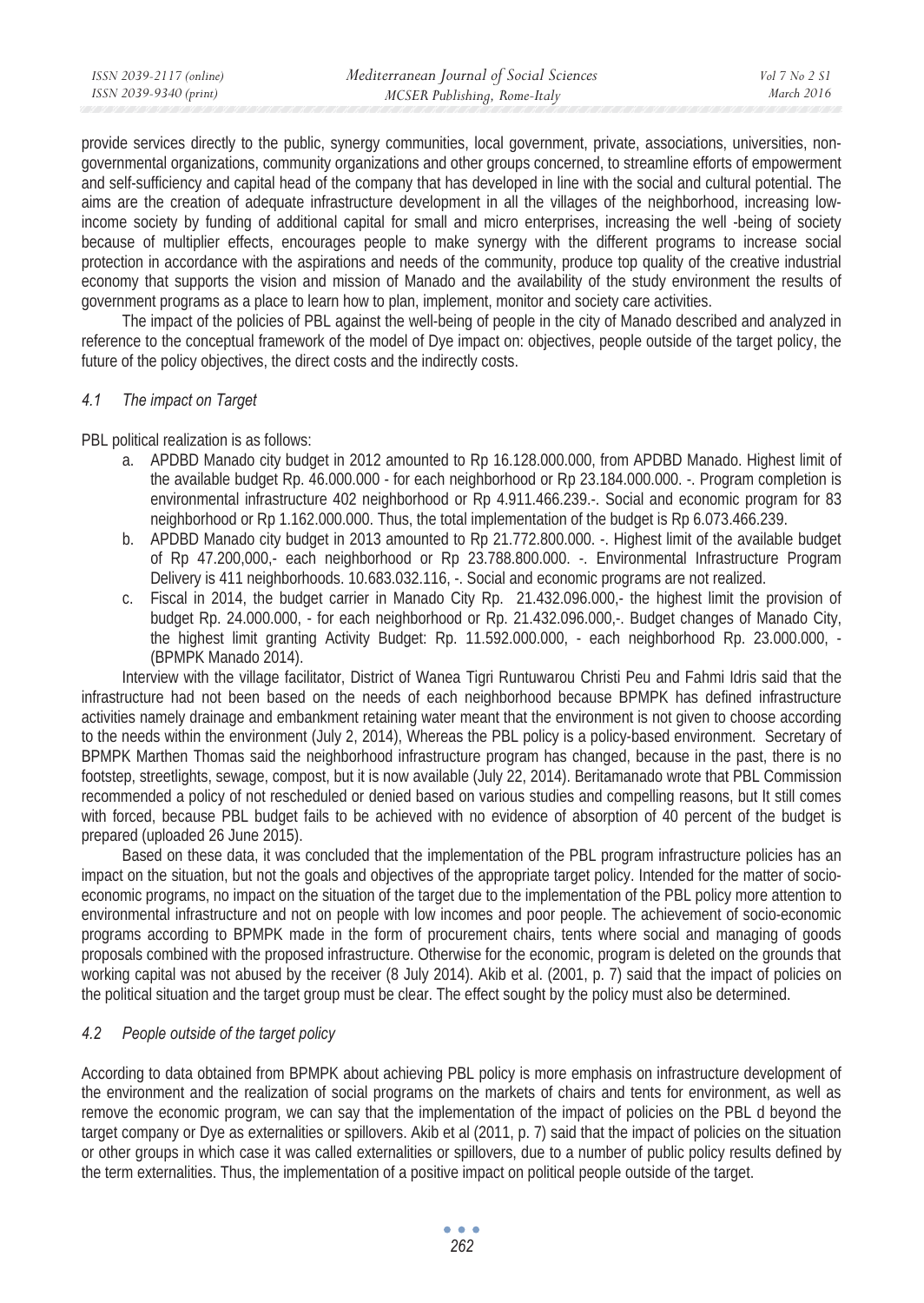provide services directly to the public, synergy communities, local government, private, associations, universities, non-governmental organizations, community organizations and other groups concerned, to streamline efforts of empowerment and self-sufficiency and capital head of the company that has developed in line with the social and cultural potential. The aims are the creation of adequate infrastructure development in all the villages of the neighborhood, increasing low-income society by funding of additional capital for small and micro enterprises, increasing the well -being of society because of multiplier effects, encourages people to make synergy with the different programs to increase social protection in accordance with the aspirations and needs of the community, produce top quality of the creative industrial economy that supports the vision and mission of Manado and the availability of the study environment the results of government programs as a place to learn how to plan, implement, monitor and society care activities.

The impact of the policies of PBL against the well-being of people in the city of Manado described and analyzed in reference to the conceptual framework of the model of Dye impact on: objectives, people outside of the target policy, the future of the policy objectives, the direct costs and the indirectly costs.

### *4.1 The impact on Target*

PBL political realization is as follows:

a. APDBD Manado city budget in 2012 amounted to Rp 16.128.000.000, from APDBD Manado. Highest limit of the available budget Rp. 46.000.000 - for each neighborhood or Rp 23.184.000.000. -. Program completion is environmental infrastructure 402 neighborhood or Rp 4.911.466.239.-. Social and economic program for 83 neighborhood or Rp 1.162.000.000. Thus, the total implementation of the budget is Rp 6.073.466.239.
b. APDBD Manado city budget in 2013 amounted to Rp 21.772.800.000. -. Highest limit of the available budget of Rp 47.200,000,- each neighborhood or Rp 23.788.800.000. -. Environmental Infrastructure Program Delivery is 411 neighborhoods. 10.683.032.116, -. Social and economic programs are not realized.
c. Fiscal in 2014, the budget carrier in Manado City Rp. 21.432.096.000,- the highest limit the provision of budget Rp. 24.000.000, - for each neighborhood or Rp. 21.432.096.000,-. Budget changes of Manado City, the highest limit granting Activity Budget: Rp. 11.592.000.000, - each neighborhood Rp. 23.000.000, - (BPMPK Manado 2014).

Interview with the village facilitator, District of Wanea Tigri Runtuwarou Christi Peu and Fahmi Idris said that the infrastructure had not been based on the needs of each neighborhood because BPMPK has defined infrastructure activities namely drainage and embankment retaining water meant that the environment is not given to choose according to the needs within the environment (July 2, 2014), Whereas the PBL policy is a policy-based environment. Secretary of BPMPK Marthen Thomas said the neighborhood infrastructure program has changed, because in the past, there is no footstep, streetlights, sewage, compost, but it is now available (July 22, 2014). Beritamanado wrote that PBL Commission recommended a policy of not rescheduled or denied based on various studies and compelling reasons, but It still comes with forced, because PBL budget fails to be achieved with no evidence of absorption of 40 percent of the budget is prepared (uploaded 26 June 2015).

Based on these data, it was concluded that the implementation of the PBL program infrastructure policies has an impact on the situation, but not the goals and objectives of the appropriate target policy. Intended for the matter of socio-economic programs, no impact on the situation of the target due to the implementation of the PBL policy more attention to environmental infrastructure and not on people with low incomes and poor people. The achievement of socio-economic programs according to BPMPK made in the form of procurement chairs, tents where social and managing of goods proposals combined with the proposed infrastructure. Otherwise for the economic, program is deleted on the grounds that working capital was not abused by the receiver (8 July 2014). Akib et al. (2001, p. 7) said that the impact of policies on the political situation and the target group must be clear. The effect sought by the policy must also be determined.

### *4.2 People outside of the target policy*

According to data obtained from BPMPK about achieving PBL policy is more emphasis on infrastructure development of the environment and the realization of social programs on the markets of chairs and tents for environment, as well as remove the economic program, we can say that the implementation of the impact of policies on the PBL d beyond the target company or Dye as externalities or spillovers. Akib et al (2011, p. 7) said that the impact of policies on the situation or other groups in which case it was called externalities or spillovers, due to a number of public policy results defined by the term externalities. Thus, the implementation of a positive impact on political people outside of the target.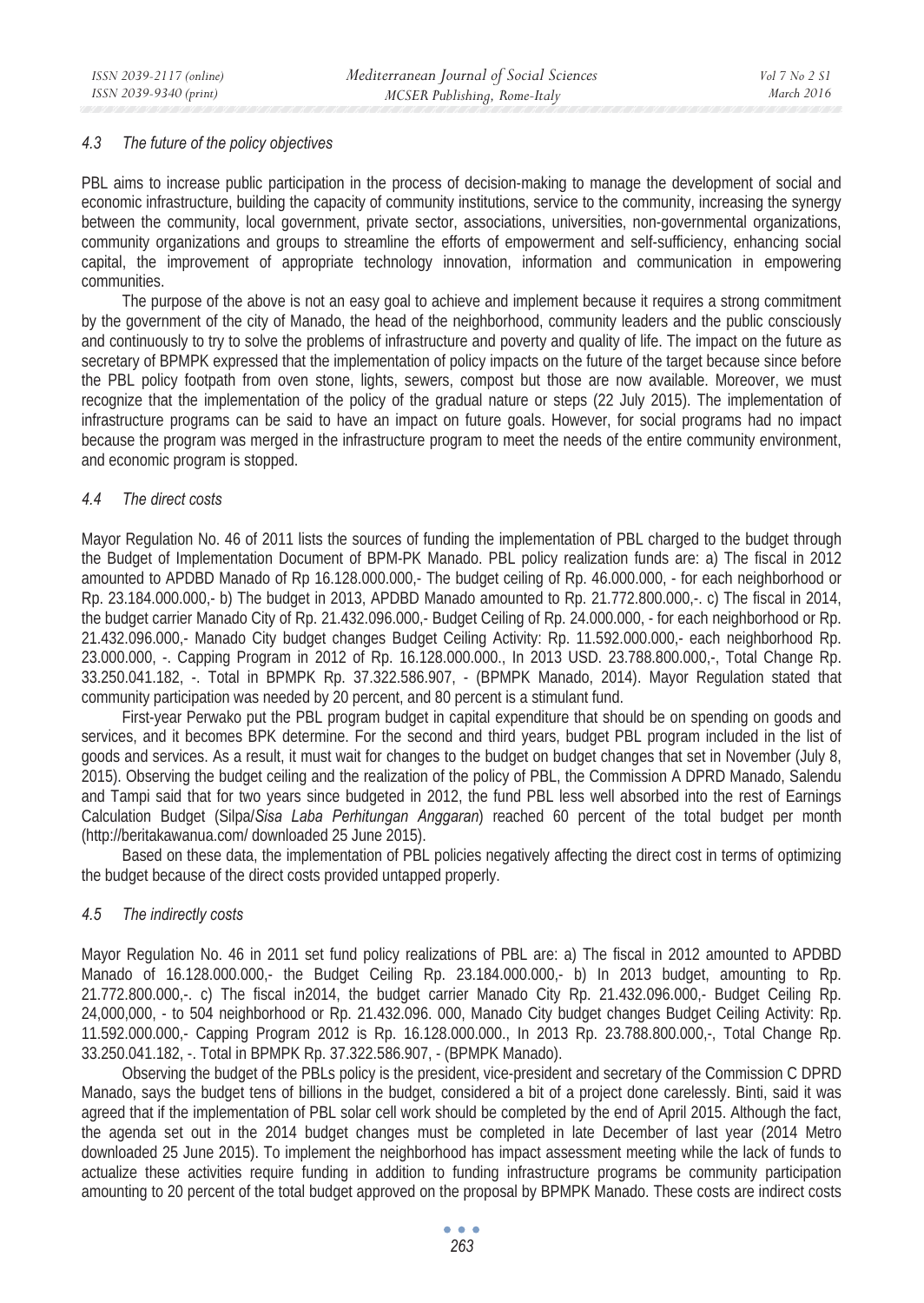### 4.3 The future of the policy objectives

PBL aims to increase public participation in the process of decision-making to manage the development of social and economic infrastructure, building the capacity of community institutions, service to the community, increasing the synergy between the community, local government, private sector, associations, universities, non-governmental organizations, community organizations and groups to streamline the efforts of empowerment and self-sufficiency, enhancing social capital, the improvement of appropriate technology innovation, information and communication in empowering communities.

The purpose of the above is not an easy goal to achieve and implement because it requires a strong commitment by the government of the city of Manado, the head of the neighborhood, community leaders and the public consciously and continuously to try to solve the problems of infrastructure and poverty and quality of life. The impact on the future as secretary of BPMPK expressed that the implementation of policy impacts on the future of the target because since before the PBL policy footpath from oven stone, lights, sewers, compost but those are now available. Moreover, we must recognize that the implementation of the policy of the gradual nature or steps (22 July 2015). The implementation of infrastructure programs can be said to have an impact on future goals. However, for social programs had no impact because the program was merged in the infrastructure program to meet the needs of the entire community environment, and economic program is stopped.

### 4.4 The direct costs

Mayor Regulation No. 46 of 2011 lists the sources of funding the implementation of PBL charged to the budget through the Budget of Implementation Document of BPM-PK Manado. PBL policy realization funds are: a) The fiscal in 2012 amounted to APDBD Manado of Rp 16.128.000.000,- The budget ceiling of Rp. 46.000.000, - for each neighborhood or Rp. 23.184.000.000,- b) The budget in 2013, APDBD Manado amounted to Rp. 21.772.800.000,-. c) The fiscal in 2014, the budget carrier Manado City of Rp. 21.432.096.000,- Budget Ceiling of Rp. 24.000.000, - for each neighborhood or Rp. 21.432.096.000,- Manado City budget changes Budget Ceiling Activity: Rp. 11.592.000.000,- each neighborhood Rp. 23.000.000, -. Capping Program in 2012 of Rp. 16.128.000.000., In 2013 USD. 23.788.800.000,-, Total Change Rp. 33.250.041.182, -. Total in BPMPK Rp. 37.322.586.907, - (BPMPK Manado, 2014). Mayor Regulation stated that community participation was needed by 20 percent, and 80 percent is a stimulant fund.

First-year Perwako put the PBL program budget in capital expenditure that should be on spending on goods and services, and it becomes BPK determine. For the second and third years, budget PBL program included in the list of goods and services. As a result, it must wait for changes to the budget on budget changes that set in November (July 8, 2015). Observing the budget ceiling and the realization of the policy of PBL, the Commission A DPRD Manado, Salendu and Tampi said that for two years since budgeted in 2012, the fund PBL less well absorbed into the rest of Earnings Calculation Budget (Silpa/*Sisa Laba Perhitungan Anggaran*) reached 60 percent of the total budget per month (http://beritakawanua.com/ downloaded 25 June 2015).

Based on these data, the implementation of PBL policies negatively affecting the direct cost in terms of optimizing the budget because of the direct costs provided untapped properly.

### 4.5 The indirectly costs

Mayor Regulation No. 46 in 2011 set fund policy realizations of PBL are: a) The fiscal in 2012 amounted to APDBD Manado of 16.128.000.000,- the Budget Ceiling Rp. 23.184.000.000,- b) In 2013 budget, amounting to Rp. 21.772.800.000,-. c) The fiscal in2014, the budget carrier Manado City Rp. 21.432.096.000,- Budget Ceiling Rp. 24,000,000, - to 504 neighborhood or Rp. 21.432.096. 000, Manado City budget changes Budget Ceiling Activity: Rp. 11.592.000.000,- Capping Program 2012 is Rp. 16.128.000.000., In 2013 Rp. 23.788.800.000,-, Total Change Rp. 33.250.041.182, -. Total in BPMPK Rp. 37.322.586.907, - (BPMPK Manado).

Observing the budget of the PBLs policy is the president, vice-president and secretary of the Commission C DPRD Manado, says the budget tens of billions in the budget, considered a bit of a project done carelessly. Binti, said it was agreed that if the implementation of PBL solar cell work should be completed by the end of April 2015. Although the fact, the agenda set out in the 2014 budget changes must be completed in late December of last year (2014 Metro downloaded 25 June 2015). To implement the neighborhood has impact assessment meeting while the lack of funds to actualize these activities require funding in addition to funding infrastructure programs be community participation amounting to 20 percent of the total budget approved on the proposal by BPMPK Manado. These costs are indirect costs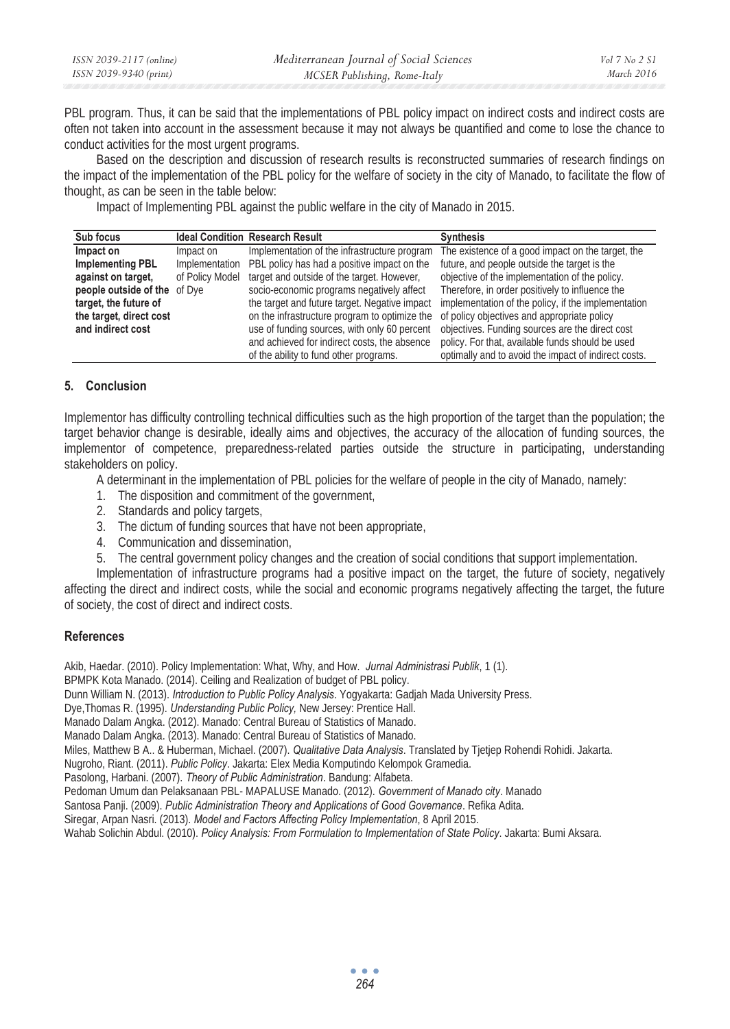PBL program. Thus, it can be said that the implementations of PBL policy impact on indirect costs and indirect costs are often not taken into account in the assessment because it may not always be quantified and come to lose the chance to conduct activities for the most urgent programs.

Based on the description and discussion of research results is reconstructed summaries of research findings on the impact of the implementation of the PBL policy for the welfare of society in the city of Manado, to facilitate the flow of thought, as can be seen in the table below:

Impact of Implementing PBL against the public welfare in the city of Manado in 2015.

| Sub focus | Ideal Condition | Research Result | Synthesis |
|---|---|---|---|
| **Impact on Implementing PBL against on target, people outside of the target, the future of the target, direct cost and indirect cost** | Impact on Implementation of Policy Model of Dye | Implementation of the infrastructure program PBL policy has had a positive impact on the target and outside of the target. However, socio-economic programs negatively affect the target and future target. Negative impact on the infrastructure program to optimize the use of funding sources, with only 60 percent and achieved for indirect costs, the absence of the ability to fund other programs. | The existence of a good impact on the target, the future, and people outside the target is the objective of the implementation of the policy. Therefore, in order positively to influence the implementation of the policy, if the implementation of policy objectives and appropriate policy objectives. Funding sources are the direct cost policy. For that, available funds should be used optimally and to avoid the impact of indirect costs. |

## 5. Conclusion

Implementor has difficulty controlling technical difficulties such as the high proportion of the target than the population; the target behavior change is desirable, ideally aims and objectives, the accuracy of the allocation of funding sources, the implementor of competence, preparedness-related parties outside the structure in participating, understanding stakeholders on policy.

A determinant in the implementation of PBL policies for the welfare of people in the city of Manado, namely:

1. The disposition and commitment of the government,
2. Standards and policy targets,
3. The dictum of funding sources that have not been appropriate,
4. Communication and dissemination,
5. The central government policy changes and the creation of social conditions that support implementation.

Implementation of infrastructure programs had a positive impact on the target, the future of society, negatively affecting the direct and indirect costs, while the social and economic programs negatively affecting the target, the future of society, the cost of direct and indirect costs.

## References

Akib, Haedar. (2010). Policy Implementation: What, Why, and How. *Jurnal Administrasi Publik*, 1 (1).

BPMPK Kota Manado. (2014). Ceiling and Realization of budget of PBL policy.

Dunn William N. (2013). *Introduction to Public Policy Analysis*. Yogyakarta: Gadjah Mada University Press.

Dye,Thomas R. (1995). *Understanding Public Policy,* New Jersey: Prentice Hall.

Manado Dalam Angka. (2012). Manado: Central Bureau of Statistics of Manado.

Manado Dalam Angka. (2013). Manado: Central Bureau of Statistics of Manado.

Miles, Matthew B A.. & Huberman, Michael. (2007). *Qualitative Data Analysis*. Translated by Tjetjep Rohendi Rohidi. Jakarta.

Nugroho, Riant. (2011). *Public Policy*. Jakarta: Elex Media Komputindo Kelompok Gramedia.

Pasolong, Harbani. (2007). *Theory of Public Administration*. Bandung: Alfabeta.

Pedoman Umum dan Pelaksanaan PBL- MAPALUSE Manado. (2012). *Government of Manado city*. Manado

Santosa Panji. (2009). *Public Administration Theory and Applications of Good Governance*. Refika Adita.

Siregar, Arpan Nasri. (2013). *Model and Factors Affecting Policy Implementation*, 8 April 2015.

Wahab Solichin Abdul. (2010). *Policy Analysis: From Formulation to Implementation of State Policy*. Jakarta: Bumi Aksara.